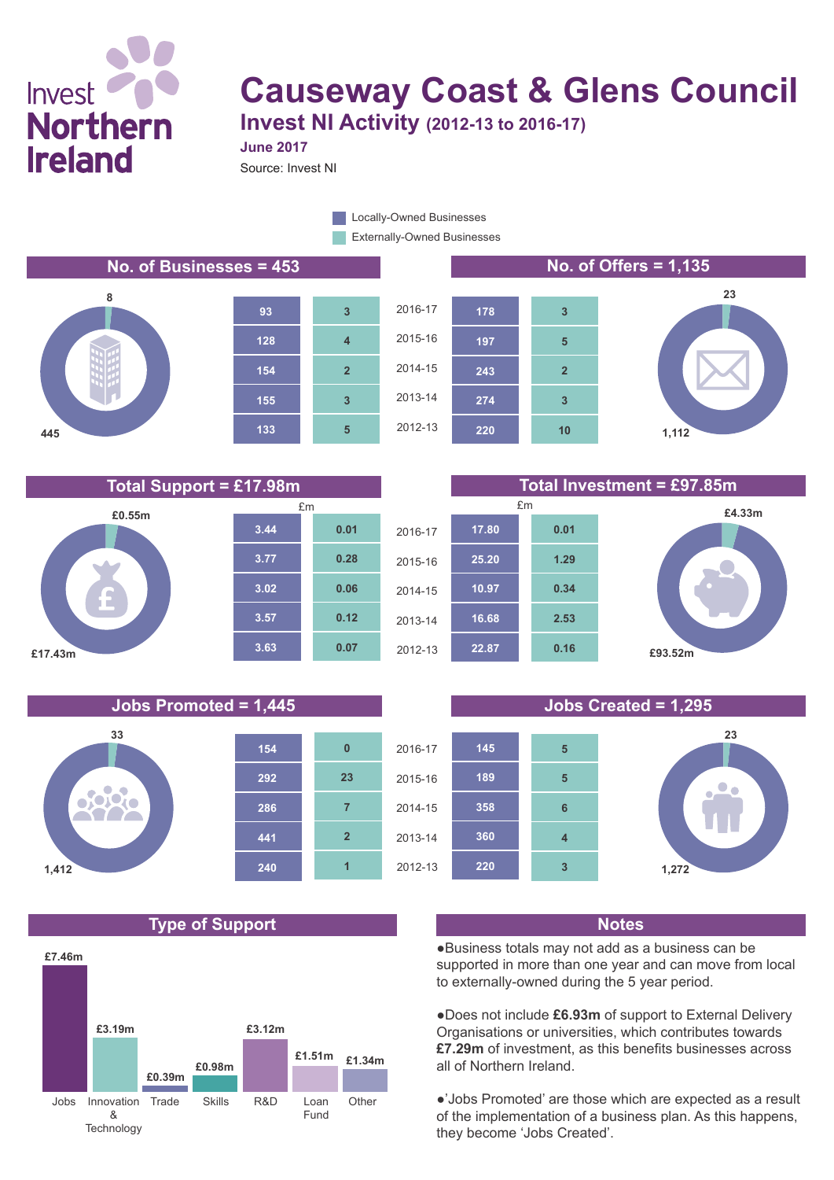# Causeway Coast & Glens Council

## Invest NI Activity (2012-13 to 2016-17)

**June 2017**

Source: Invest NI

Legend: Locally-Owned Businesses / Externally-Owned Businesses

### No. of Businesses = 453

Locally-Owned: 445 | Externally-Owned: 8

| Year | Locally-Owned | Externally-Owned |
|---|---|---|
| 2016-17 | 93 | 3 |
| 2015-16 | 128 | 4 |
| 2014-15 | 154 | 2 |
| 2013-14 | 155 | 3 |
| 2012-13 | 133 | 5 |

### No. of Offers = 1,135

Locally-Owned: 1,112 | Externally-Owned: 23

| Year | Locally-Owned | Externally-Owned |
|---|---|---|
| 2016-17 | 178 | 3 |
| 2015-16 | 197 | 5 |
| 2014-15 | 243 | 2 |
| 2013-14 | 274 | 3 |
| 2012-13 | 220 | 10 |

### Total Support = £17.98m

Locally-Owned: £17.43m | Externally-Owned: £0.55m

| Year | Locally-Owned (£m) | Externally-Owned (£m) |
|---|---|---|
| 2016-17 | 3.44 | 0.01 |
| 2015-16 | 3.77 | 0.28 |
| 2014-15 | 3.02 | 0.06 |
| 2013-14 | 3.57 | 0.12 |
| 2012-13 | 3.63 | 0.07 |

### Total Investment = £97.85m

Locally-Owned: £93.52m | Externally-Owned: £4.33m

| Year | Locally-Owned (£m) | Externally-Owned (£m) |
|---|---|---|
| 2016-17 | 17.80 | 0.01 |
| 2015-16 | 25.20 | 1.29 |
| 2014-15 | 10.97 | 0.34 |
| 2013-14 | 16.68 | 2.53 |
| 2012-13 | 22.87 | 0.16 |

### Jobs Promoted = 1,445

Locally-Owned: 1,412 | Externally-Owned: 33

| Year | Locally-Owned | Externally-Owned |
|---|---|---|
| 2016-17 | 154 | 0 |
| 2015-16 | 292 | 23 |
| 2014-15 | 286 | 7 |
| 2013-14 | 441 | 2 |
| 2012-13 | 240 | 1 |

### Jobs Created = 1,295

Locally-Owned: 1,272 | Externally-Owned: 23

| Year | Locally-Owned | Externally-Owned |
|---|---|---|
| 2016-17 | 145 | 5 |
| 2015-16 | 189 | 5 |
| 2014-15 | 358 | 6 |
| 2013-14 | 360 | 4 |
| 2012-13 | 220 | 3 |

### Type of Support

| Type | Amount |
|---|---|
| Jobs | £7.46m |
| Innovation & Technology | £3.19m |
| Trade | £0.39m |
| Skills | £0.98m |
| R&D | £3.12m |
| Loan Fund | £1.51m |
| Other | £1.34m |

### Notes

- Business totals may not add as a business can be supported in more than one year and can move from local to externally-owned during the 5 year period.
- Does not include **£6.93m** of support to External Delivery Organisations or universities, which contributes towards **£7.29m** of investment, as this benefits businesses across all of Northern Ireland.
- 'Jobs Promoted' are those which are expected as a result of the implementation of a business plan. As this happens, they become 'Jobs Created'.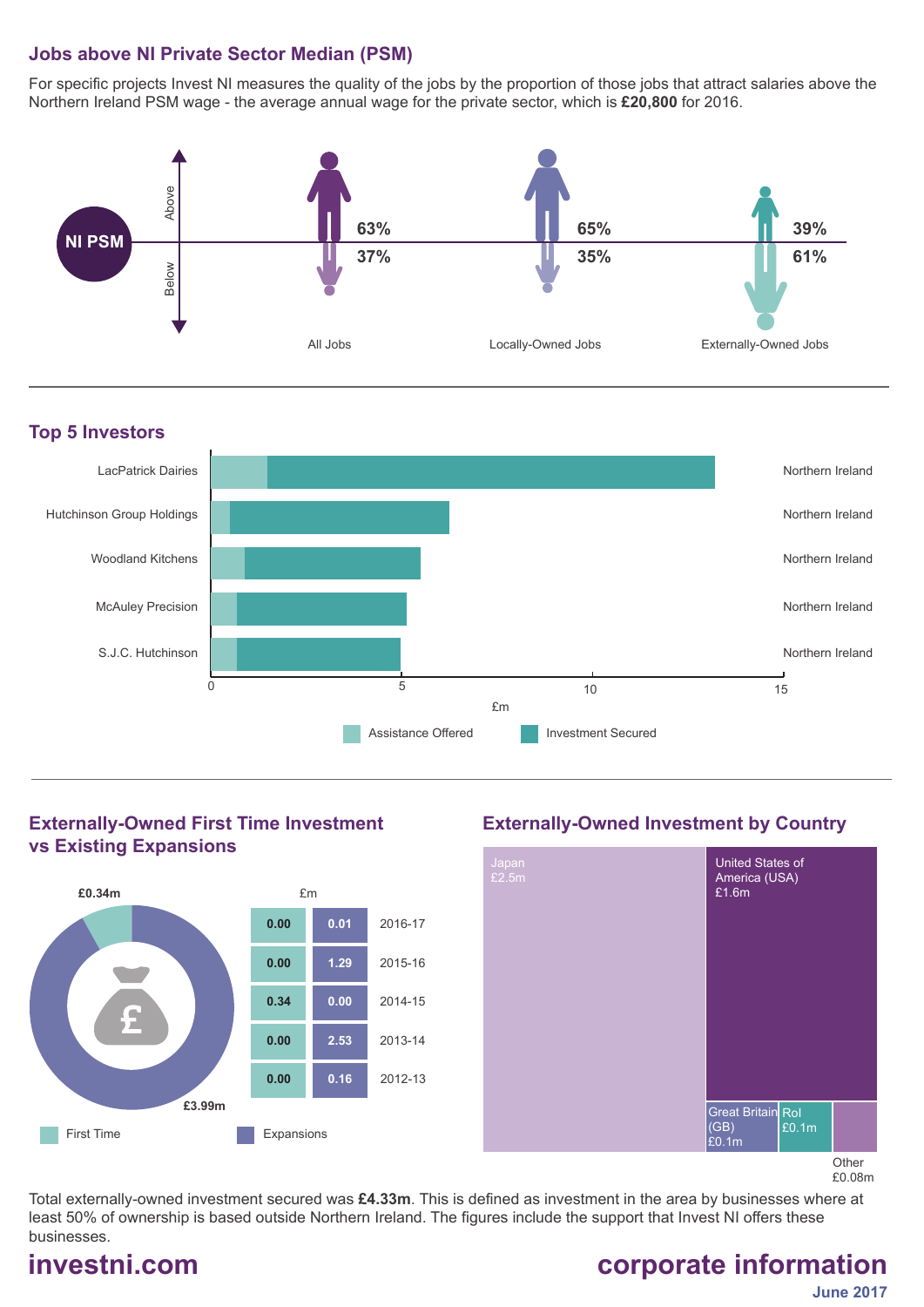## Jobs above NI Private Sector Median (PSM)

For specific projects Invest NI measures the quality of the jobs by the proportion of those jobs that attract salaries above the Northern Ireland PSM wage - the average annual wage for the private sector, which is **£20,800** for 2016.

NI PSM

Above

Below

All Jobs: 63% / 37%

Locally-Owned Jobs: 65% / 35%

Externally-Owned Jobs: 39% / 61%

## Top 5 Investors

LacPatrick Dairies — Northern Ireland

Hutchinson Group Holdings — Northern Ireland

Woodland Kitchens — Northern Ireland

McAuley Precision — Northern Ireland

S.J.C. Hutchinson — Northern Ireland

0 5 10 15

£m

Assistance Offered

Investment Secured

## Externally-Owned First Time Investment vs Existing Expansions

£0.34m

£3.99m

First Time

Expansions

| First Time (£m) | Expansions (£m) | |
|---|---|---|
| 0.00 | 0.01 | 2016-17 |
| 0.00 | 1.29 | 2015-16 |
| 0.34 | 0.00 | 2014-15 |
| 0.00 | 2.53 | 2013-14 |
| 0.00 | 0.16 | 2012-13 |

## Externally-Owned Investment by Country

Japan £2.5m

United States of America (USA) £1.6m

Great Britain (GB) £0.1m

RoI £0.1m

Other £0.08m

Total externally-owned investment secured was **£4.33m**. This is defined as investment in the area by businesses where at least 50% of ownership is based outside Northern Ireland. The figures include the support that Invest NI offers these businesses.

**investni.com**

**corporate information**

**June 2017**